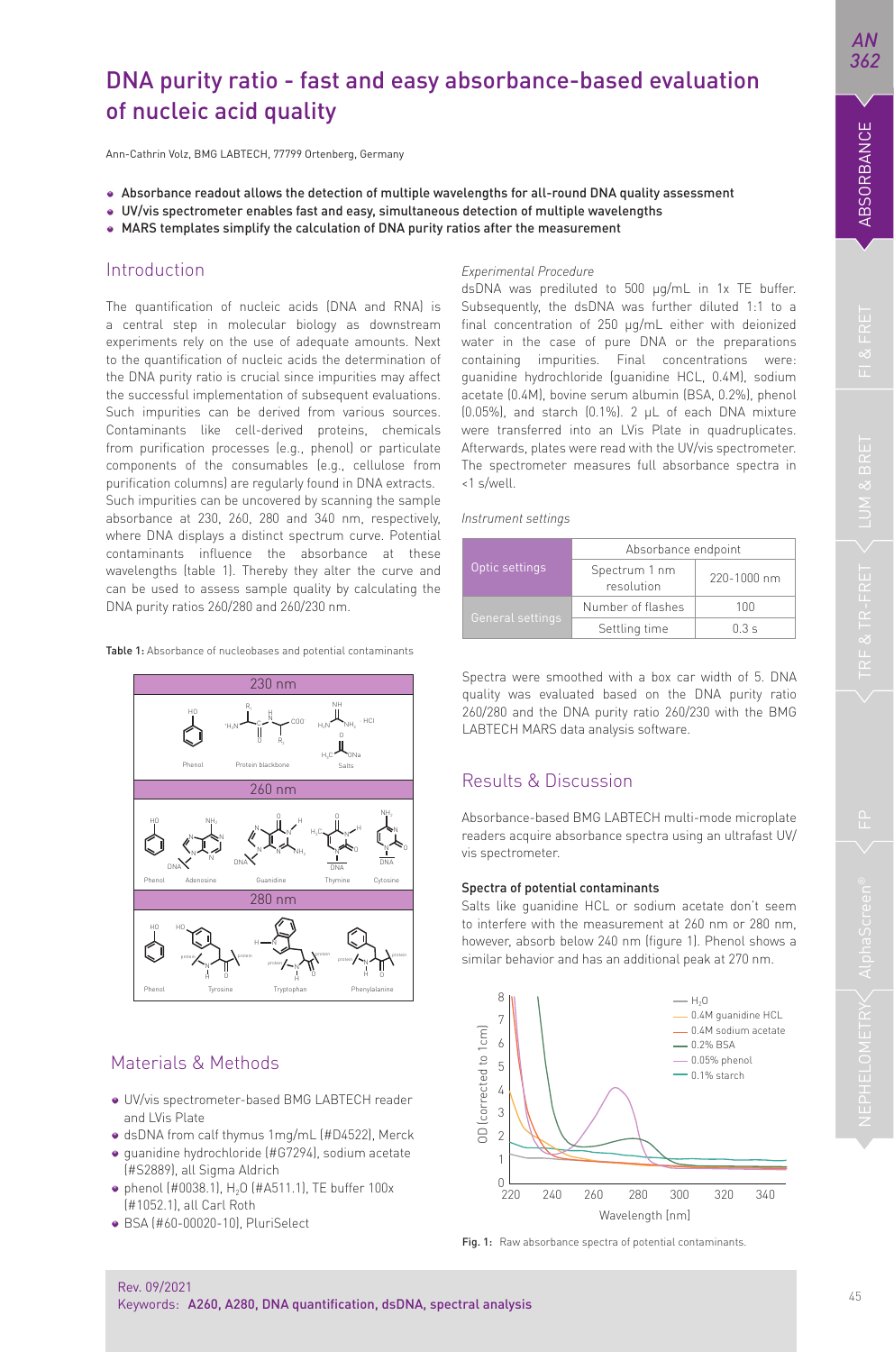# DNA purity ratio - fast and easy absorbance-based evaluation of nucleic acid quality

Ann-Cathrin Volz, BMG LABTECH, 77799 Ortenberg, Germany

- Absorbance readout allows the detection of multiple wavelengths for all-round DNA quality assessment
- UV/vis spectrometer enables fast and easy, simultaneous detection of multiple wavelengths
- MARS templates simplify the calculation of DNA purity ratios after the measurement

## Introduction

The quantification of nucleic acids (DNA and RNA) is a central step in molecular biology as downstream experiments rely on the use of adequate amounts. Next to the quantification of nucleic acids the determination of the DNA purity ratio is crucial since impurities may affect the successful implementation of subsequent evaluations. Such impurities can be derived from various sources. Contaminants like cell-derived proteins, chemicals from purification processes (e.g., phenol) or particulate components of the consumables (e.g., cellulose from purification columns) are regularly found in DNA extracts. Such impurities can be uncovered by scanning the sample absorbance at 230, 260, 280 and 340 nm, respectively, where DNA displays a distinct spectrum curve. Potential contaminants influence the absorbance at these wavelengths (table 1). Thereby they alter the curve and can be used to assess sample quality by calculating the DNA purity ratios 260/280 and 260/230 nm.

**Table 1:** Absorbance of nucleobases and potential contaminants

| Wavelength | Compounds |
|---|---|
| 230 nm | Phenol, Protein backbone, Salts |
| 260 nm | Phenol, Adenosine, Guanidine, Thymine, Cytosine |
| 280 nm | Phenol, Tyrosine, Tryptophan, Phenylalanine |

## Materials & Methods

- UV/vis spectrometer-based BMG LABTECH reader and LVis Plate
- dsDNA from calf thymus 1mg/mL (#D4522), Merck
- guanidine hydrochloride (#G7294), sodium acetate (#S2889), all Sigma Aldrich
- phenol (#0038.1), $H_2O$ (#A511.1), TE buffer 100x (#1052.1), all Carl Roth
- BSA (#60-00020-10), PluriSelect

*Experimental Procedure*

dsDNA was prediluted to 500 µg/mL in 1x TE buffer. Subsequently, the dsDNA was further diluted 1:1 to a final concentration of 250 µg/mL either with deionized water in the case of pure DNA or the preparations containing impurities. Final concentrations were: guanidine hydrochloride (guanidine HCL, 0.4M), sodium acetate (0.4M), bovine serum albumin (BSA, 0.2%), phenol (0.05%), and starch (0.1%). 2 µL of each DNA mixture were transferred into an LVis Plate in quadruplicates. Afterwards, plates were read with the UV/vis spectrometer. The spectrometer measures full absorbance spectra in <1 s/well.

*Instrument settings*

| | | |
|---|---|---|
| Optic settings | Absorbance endpoint | |
| | Spectrum 1 nm resolution | 220-1000 nm |
| General settings | Number of flashes | 100 |
| | Settling time | 0.3 s |

Spectra were smoothed with a box car width of 5. DNA quality was evaluated based on the DNA purity ratio 260/280 and the DNA purity ratio 260/230 with the BMG LABTECH MARS data analysis software.

## Results & Discussion

Absorbance-based BMG LABTECH multi-mode microplate readers acquire absorbance spectra using an ultrafast UV/vis spectrometer.

### Spectra of potential contaminants

Salts like guanidine HCL or sodium acetate don't seem to interfere with the measurement at 260 nm or 280 nm, however, absorb below 240 nm (figure 1). Phenol shows a similar behavior and has an additional peak at 270 nm.

OD (corrected to 1cm)
8
7
6
5
4
3
2
1
0
220 240 260 280 300 320 340
Wavelength [nm]

— $H_2O$
— 0.4M guanidine HCL
— 0.4M sodium acetate
— 0.2% BSA
— 0.05% phenol
— 0.1% starch

**Fig. 1:** Raw absorbance spectra of potential contaminants.

Rev. 09/2021
Keywords: **A260, A280, DNA quantification, dsDNA, spectral analysis**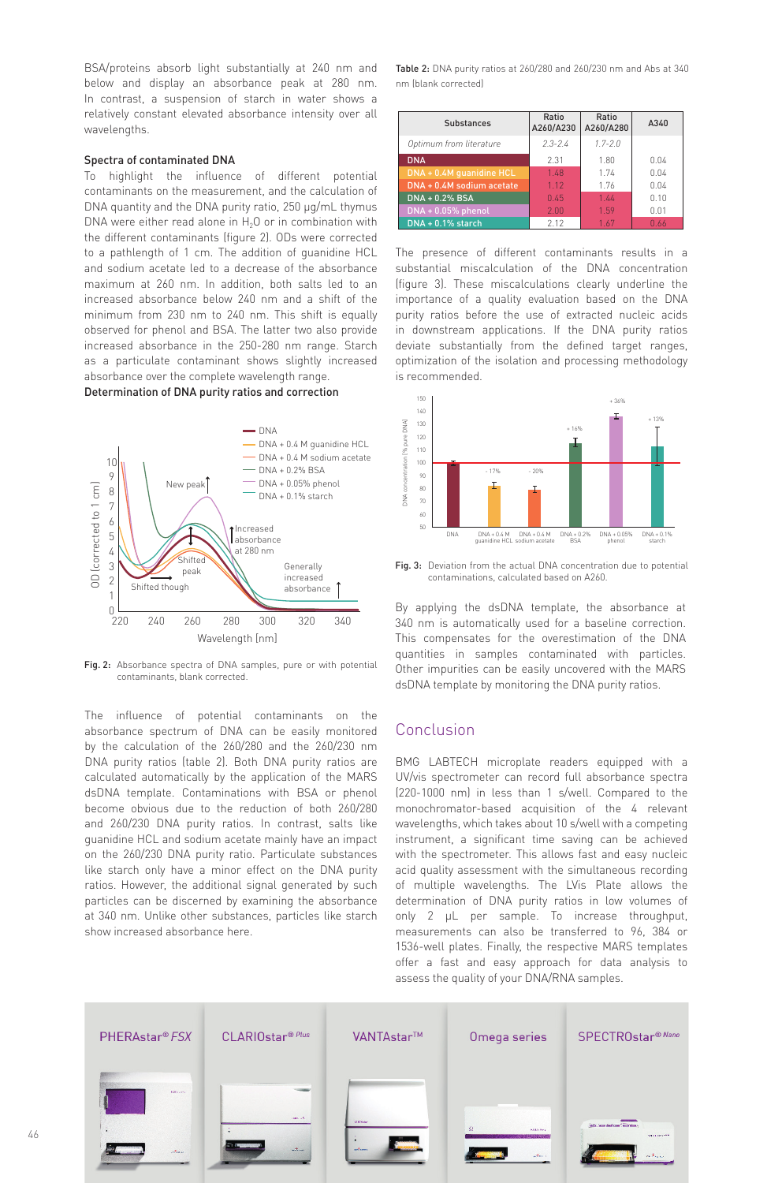BSA/proteins absorb light substantially at 240 nm and below and display an absorbance peak at 280 nm. In contrast, a suspension of starch in water shows a relatively constant elevated absorbance intensity over all wavelengths.

### Spectra of contaminated DNA

To highlight the influence of different potential contaminants on the measurement, and the calculation of DNA quantity and the DNA purity ratio, 250 µg/mL thymus DNA were either read alone in $H_2O$ or in combination with the different contaminants (figure 2). ODs were corrected to a pathlength of 1 cm. The addition of guanidine HCL and sodium acetate led to a decrease of the absorbance maximum at 260 nm. In addition, both salts led to an increased absorbance below 240 nm and a shift of the minimum from 230 nm to 240 nm. This shift is equally observed for phenol and BSA. The latter two also provide increased absorbance in the 250-280 nm range. Starch as a particulate contaminant shows slightly increased absorbance over the complete wavelength range.

### Determination of DNA purity ratios and correction

DNA
DNA + 0.4 M guanidine HCL
DNA + 0.4 M sodium acetate
DNA + 0.2% BSA
DNA + 0.05% phenol
DNA + 0.1% starch
New peak
Increased absorbance at 280 nm
Shifted peak
Shifted though
Generally increased absorbance
OD (corrected to 1 cm)
0
1
2
3
4
5
6
7
8
9
10
220
240
260
280
300
320
340
Wavelength [nm]

**Fig. 2:** Absorbance spectra of DNA samples, pure or with potential contaminants, blank corrected.

The influence of potential contaminants on the absorbance spectrum of DNA can be easily monitored by the calculation of the 260/280 and the 260/230 nm DNA purity ratios (table 2). Both DNA purity ratios are calculated automatically by the application of the MARS dsDNA template. Contaminations with BSA or phenol become obvious due to the reduction of both 260/280 and 260/230 DNA purity ratios. In contrast, salts like guanidine HCL and sodium acetate mainly have an impact on the 260/230 DNA purity ratio. Particulate substances like starch only have a minor effect on the DNA purity ratios. However, the additional signal generated by such particles can be discerned by examining the absorbance at 340 nm. Unlike other substances, particles like starch show increased absorbance here.

**Table 2:** DNA purity ratios at 260/280 and 260/230 nm and Abs at 340 nm (blank corrected)

| Substances | Ratio A260/A230 | Ratio A260/A280 | A340 |
|---|---|---|---|
| *Optimum from literature* | *2.3-2.4* | *1.7-2.0* | |
| DNA | 2.31 | 1.80 | 0.04 |
| DNA + 0.4M guanidine HCL | 1.48 | 1.74 | 0.04 |
| DNA + 0.4M sodium acetate | 1.12 | 1.76 | 0.04 |
| DNA + 0.2% BSA | 0.45 | 1.44 | 0.10 |
| DNA + 0.05% phenol | 2.00 | 1.59 | 0.01 |
| DNA + 0.1% starch | 2.12 | 1.67 | 0.66 |

The presence of different contaminants results in a substantial miscalculation of the DNA concentration (figure 3). These miscalculations clearly underline the importance of a quality evaluation based on the DNA purity ratios before the use of extracted nucleic acids in downstream applications. If the DNA purity ratios deviate substantially from the defined target ranges, optimization of the isolation and processing methodology is recommended.

DNA concentration [% pure DNA]
50
60
70
80
90
100
110
120
130
140
150
- 17%
- 20%
+ 16%
+ 36%
+ 13%
DNA
DNA + 0.4 M guanidine HCL
DNA + 0.4 M sodium acetate
DNA + 0.2% BSA
DNA + 0.05% phenol
DNA + 0.1% starch

**Fig. 3:** Deviation from the actual DNA concentration due to potential contaminations, calculated based on A260.

By applying the dsDNA template, the absorbance at 340 nm is automatically used for a baseline correction. This compensates for the overestimation of the DNA quantities in samples contaminated with particles. Other impurities can be easily uncovered with the MARS dsDNA template by monitoring the DNA purity ratios.

## Conclusion

BMG LABTECH microplate readers equipped with a UV/vis spectrometer can record full absorbance spectra (220-1000 nm) in less than 1 s/well. Compared to the monochromator-based acquisition of the 4 relevant wavelengths, which takes about 10 s/well with a competing instrument, a significant time saving can be achieved with the spectrometer. This allows fast and easy nucleic acid quality assessment with the simultaneous recording of multiple wavelengths. The LVis Plate allows the determination of DNA purity ratios in low volumes of only 2 µL per sample. To increase throughput, measurements can also be transferred to 96, 384 or 1536-well plates. Finally, the respective MARS templates offer a fast and easy approach for data analysis to assess the quality of your DNA/RNA samples.

PHERAstar® *FSX*
CLARIOstar® *Plus*
VANTAstar™
Omega series
SPECTROstar® *Nano*